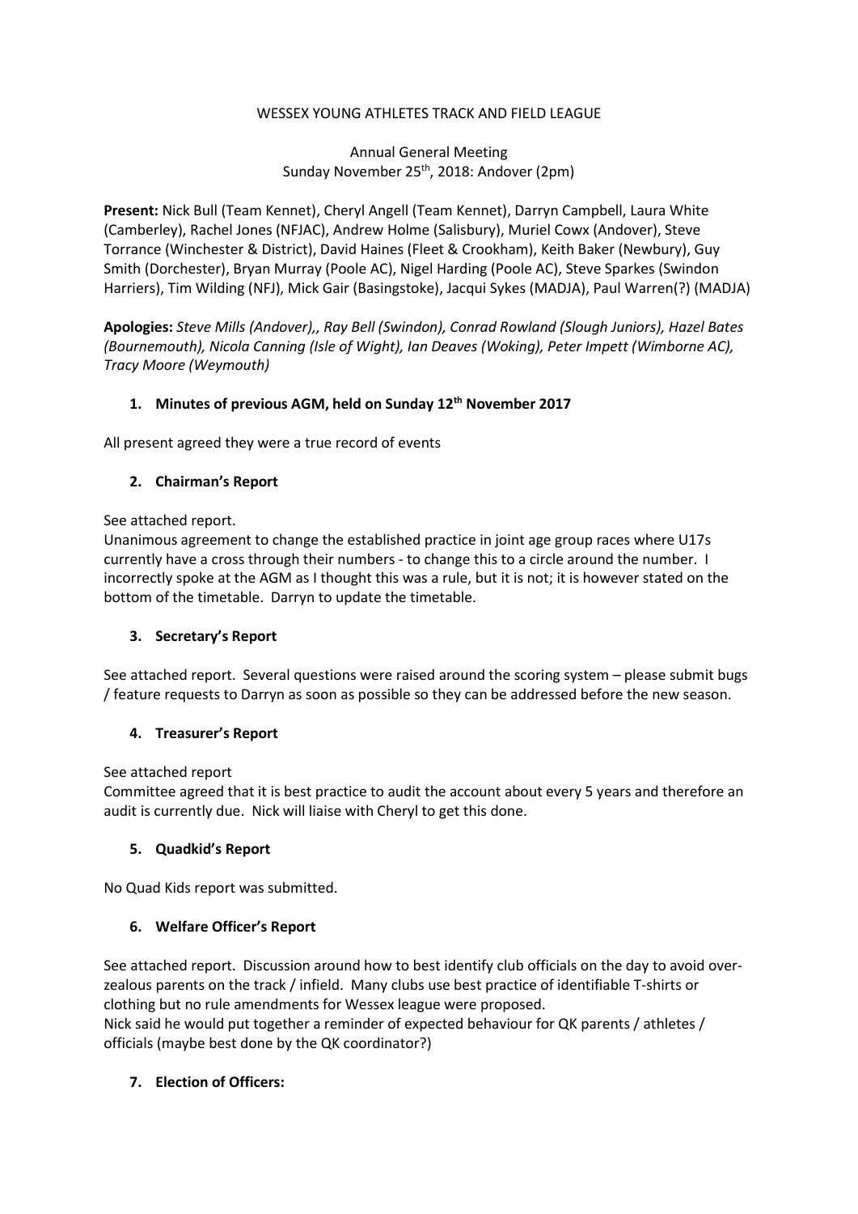WESSEX YOUNG ATHLETES TRACK AND FIELD LEAGUE

Annual General Meeting
Sunday November 25th, 2018: Andover (2pm)

**Present:** Nick Bull (Team Kennet), Cheryl Angell (Team Kennet), Darryn Campbell, Laura White (Camberley), Rachel Jones (NFJAC), Andrew Holme (Salisbury), Muriel Cowx (Andover), Steve Torrance (Winchester & District), David Haines (Fleet & Crookham), Keith Baker (Newbury), Guy Smith (Dorchester), Bryan Murray (Poole AC), Nigel Harding (Poole AC), Steve Sparkes (Swindon Harriers), Tim Wilding (NFJ), Mick Gair (Basingstoke), Jacqui Sykes (MADJA), Paul Warren(?) (MADJA)

**Apologies:** *Steve Mills (Andover),, Ray Bell (Swindon), Conrad Rowland (Slough Juniors), Hazel Bates (Bournemouth), Nicola Canning (Isle of Wight), Ian Deaves (Woking), Peter Impett (Wimborne AC), Tracy Moore (Weymouth)*

1. **Minutes of previous AGM, held on Sunday 12th November 2017**

All present agreed they were a true record of events

2. **Chairman's Report**

See attached report.
Unanimous agreement to change the established practice in joint age group races where U17s currently have a cross through their numbers - to change this to a circle around the number. I incorrectly spoke at the AGM as I thought this was a rule, but it is not; it is however stated on the bottom of the timetable. Darryn to update the timetable.

3. **Secretary's Report**

See attached report. Several questions were raised around the scoring system – please submit bugs / feature requests to Darryn as soon as possible so they can be addressed before the new season.

4. **Treasurer's Report**

See attached report
Committee agreed that it is best practice to audit the account about every 5 years and therefore an audit is currently due. Nick will liaise with Cheryl to get this done.

5. **Quadkid's Report**

No Quad Kids report was submitted.

6. **Welfare Officer's Report**

See attached report. Discussion around how to best identify club officials on the day to avoid over-zealous parents on the track / infield. Many clubs use best practice of identifiable T-shirts or clothing but no rule amendments for Wessex league were proposed.
Nick said he would put together a reminder of expected behaviour for QK parents / athletes / officials (maybe best done by the QK coordinator?)

7. **Election of Officers:**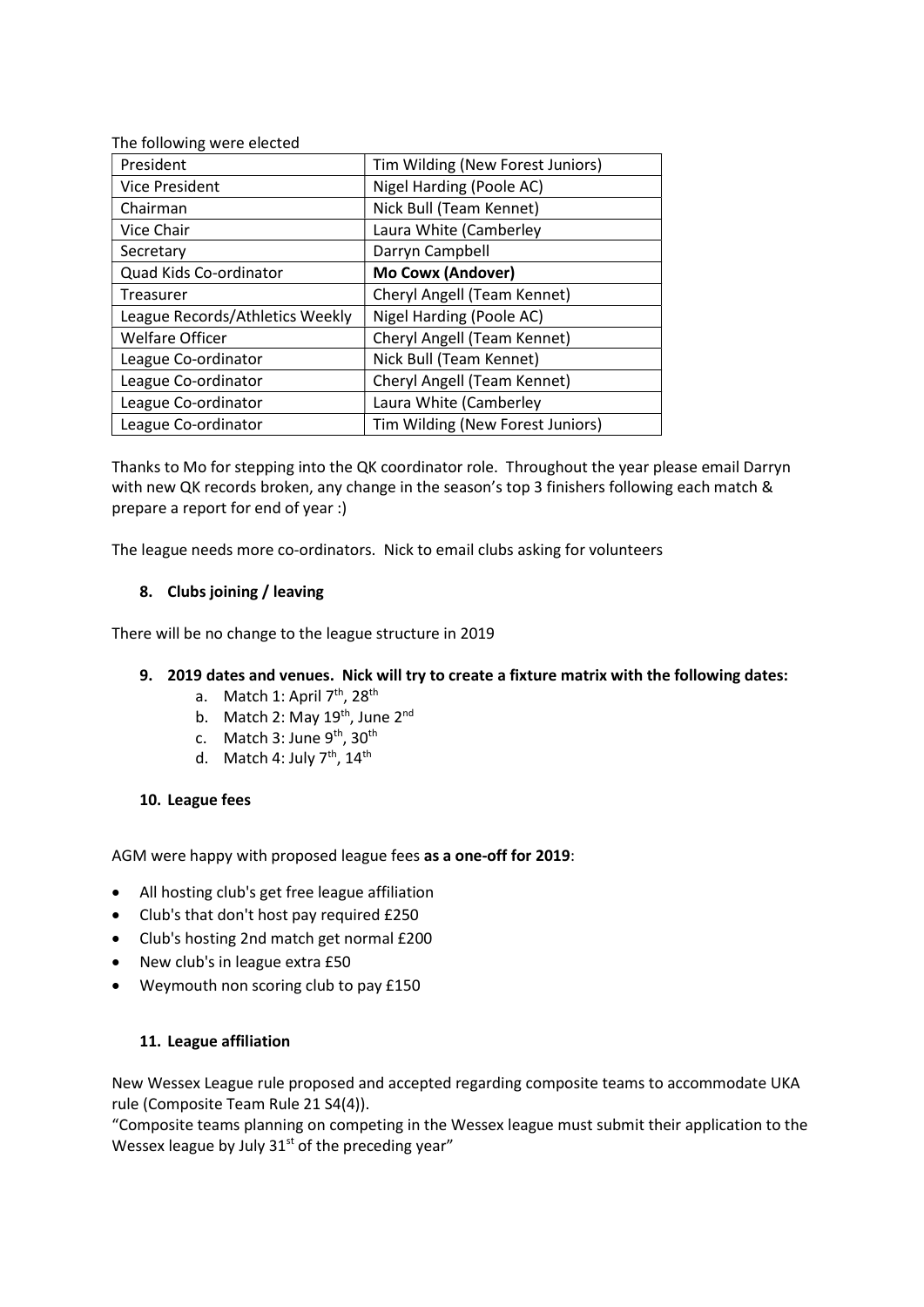The following were elected

| President | Tim Wilding (New Forest Juniors) |
|---|---|
| Vice President | Nigel Harding (Poole AC) |
| Chairman | Nick Bull (Team Kennet) |
| Vice Chair | Laura White (Camberley |
| Secretary | Darryn Campbell |
| Quad Kids Co-ordinator | **Mo Cowx (Andover)** |
| Treasurer | Cheryl Angell (Team Kennet) |
| League Records/Athletics Weekly | Nigel Harding (Poole AC) |
| Welfare Officer | Cheryl Angell (Team Kennet) |
| League Co-ordinator | Nick Bull (Team Kennet) |
| League Co-ordinator | Cheryl Angell (Team Kennet) |
| League Co-ordinator | Laura White (Camberley |
| League Co-ordinator | Tim Wilding (New Forest Juniors) |

Thanks to Mo for stepping into the QK coordinator role. Throughout the year please email Darryn with new QK records broken, any change in the season's top 3 finishers following each match & prepare a report for end of year :)

The league needs more co-ordinators. Nick to email clubs asking for volunteers

### 8. Clubs joining / leaving

There will be no change to the league structure in 2019

### 9. 2019 dates and venues. Nick will try to create a fixture matrix with the following dates:

a. Match 1: April 7th, 28th
b. Match 2: May 19th, June 2nd
c. Match 3: June 9th, 30th
d. Match 4: July 7th, 14th

### 10. League fees

AGM were happy with proposed league fees **as a one-off for 2019**:

- All hosting club's get free league affiliation
- Club's that don't host pay required £250
- Club's hosting 2nd match get normal £200
- New club's in league extra £50
- Weymouth non scoring club to pay £150

### 11. League affiliation

New Wessex League rule proposed and accepted regarding composite teams to accommodate UKA rule (Composite Team Rule 21 S4(4)).

"Composite teams planning on competing in the Wessex league must submit their application to the Wessex league by July 31st of the preceding year"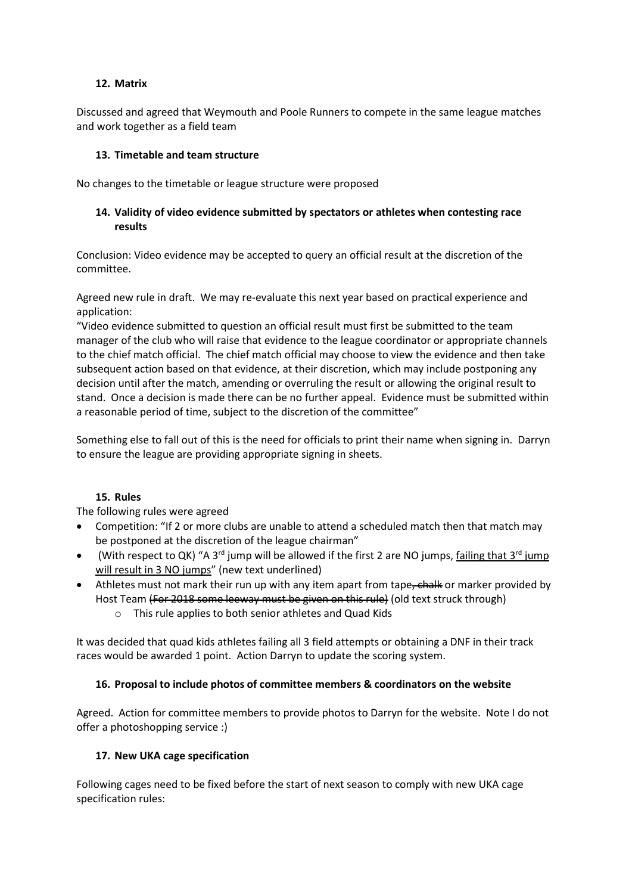### 12. Matrix

Discussed and agreed that Weymouth and Poole Runners to compete in the same league matches and work together as a field team

### 13. Timetable and team structure

No changes to the timetable or league structure were proposed

### 14. Validity of video evidence submitted by spectators or athletes when contesting race results

Conclusion: Video evidence may be accepted to query an official result at the discretion of the committee.

Agreed new rule in draft. We may re-evaluate this next year based on practical experience and application:

"Video evidence submitted to question an official result must first be submitted to the team manager of the club who will raise that evidence to the league coordinator or appropriate channels to the chief match official. The chief match official may choose to view the evidence and then take subsequent action based on that evidence, at their discretion, which may include postponing any decision until after the match, amending or overruling the result or allowing the original result to stand. Once a decision is made there can be no further appeal. Evidence must be submitted within a reasonable period of time, subject to the discretion of the committee"

Something else to fall out of this is the need for officials to print their name when signing in. Darryn to ensure the league are providing appropriate signing in sheets.

### 15. Rules

The following rules were agreed

- Competition: "If 2 or more clubs are unable to attend a scheduled match then that match may be postponed at the discretion of the league chairman"
- (With respect to QK) "A 3rd jump will be allowed if the first 2 are NO jumps, <u>failing that 3rd jump will result in 3 NO jumps</u>" (new text underlined)
- Athletes must not mark their run up with any item apart from tape~~, chalk~~ or marker provided by Host Team ~~(For 2018 some leeway must be given on this rule)~~ (old text struck through)
  - This rule applies to both senior athletes and Quad Kids

It was decided that quad kids athletes failing all 3 field attempts or obtaining a DNF in their track races would be awarded 1 point. Action Darryn to update the scoring system.

### 16. Proposal to include photos of committee members & coordinators on the website

Agreed. Action for committee members to provide photos to Darryn for the website. Note I do not offer a photoshopping service :)

### 17. New UKA cage specification

Following cages need to be fixed before the start of next season to comply with new UKA cage specification rules: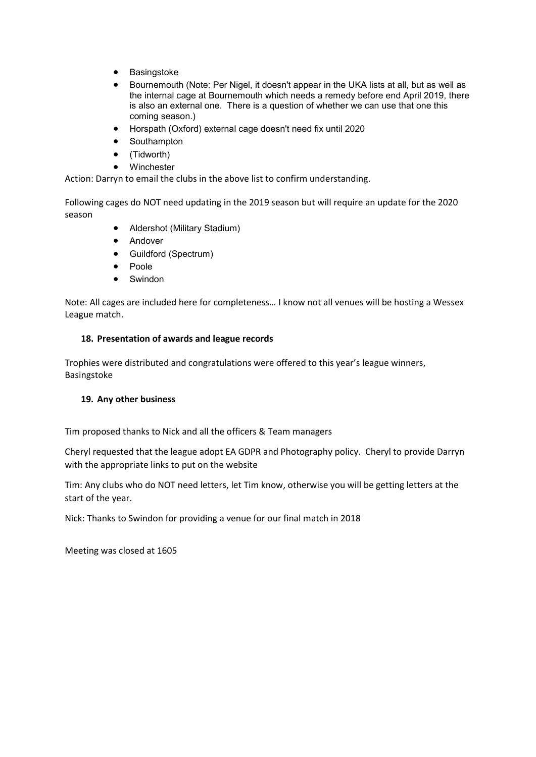- Basingstoke
- Bournemouth (Note: Per Nigel, it doesn't appear in the UKA lists at all, but as well as the internal cage at Bournemouth which needs a remedy before end April 2019, there is also an external one. There is a question of whether we can use that one this coming season.)
- Horspath (Oxford) external cage doesn't need fix until 2020
- Southampton
- (Tidworth)
- Winchester

Action: Darryn to email the clubs in the above list to confirm understanding.

Following cages do NOT need updating in the 2019 season but will require an update for the 2020 season

- Aldershot (Military Stadium)
- Andover
- Guildford (Spectrum)
- Poole
- Swindon

Note: All cages are included here for completeness… I know not all venues will be hosting a Wessex League match.

### 18. Presentation of awards and league records

Trophies were distributed and congratulations were offered to this year's league winners, Basingstoke

### 19. Any other business

Tim proposed thanks to Nick and all the officers & Team managers

Cheryl requested that the league adopt EA GDPR and Photography policy. Cheryl to provide Darryn with the appropriate links to put on the website

Tim: Any clubs who do NOT need letters, let Tim know, otherwise you will be getting letters at the start of the year.

Nick: Thanks to Swindon for providing a venue for our final match in 2018

Meeting was closed at 1605